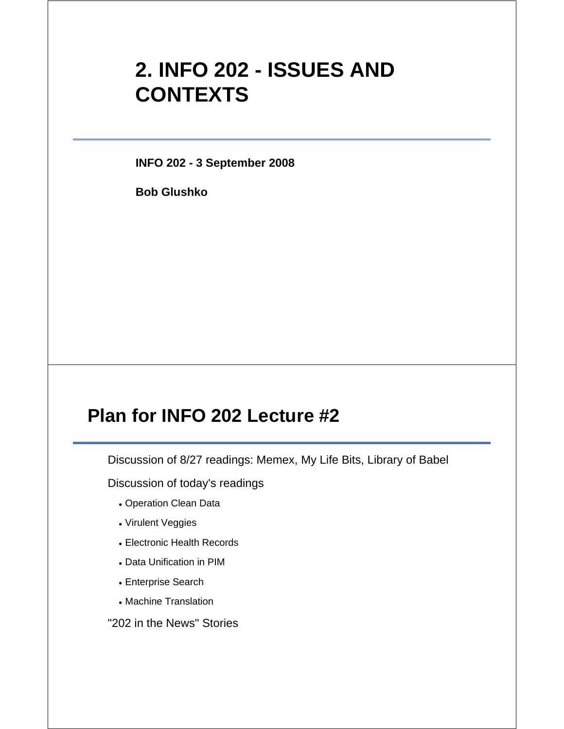# 2. INFO 202 - ISSUES AND CONTEXTS

**INFO 202 - 3 September 2008**

**Bob Glushko**

## Plan for INFO 202 Lecture #2

Discussion of 8/27 readings: Memex, My Life Bits, Library of Babel

Discussion of today's readings

- Operation Clean Data
- Virulent Veggies
- Electronic Health Records
- Data Unification in PIM
- Enterprise Search
- Machine Translation

"202 in the News" Stories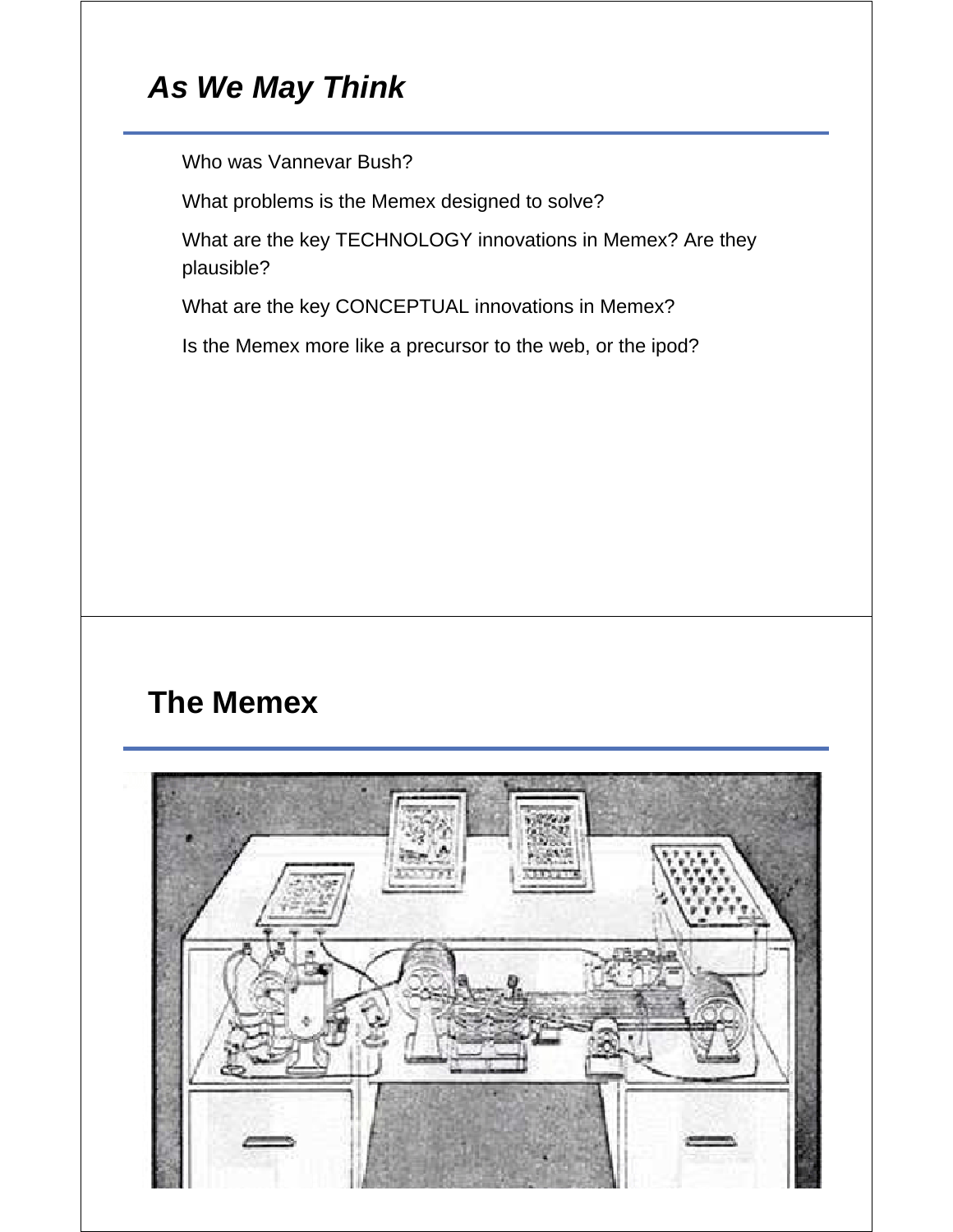# *As We May Think*

Who was Vannevar Bush?

What problems is the Memex designed to solve?

What are the key TECHNOLOGY innovations in Memex? Are they plausible?

What are the key CONCEPTUAL innovations in Memex?

Is the Memex more like a precursor to the web, or the ipod?

# The Memex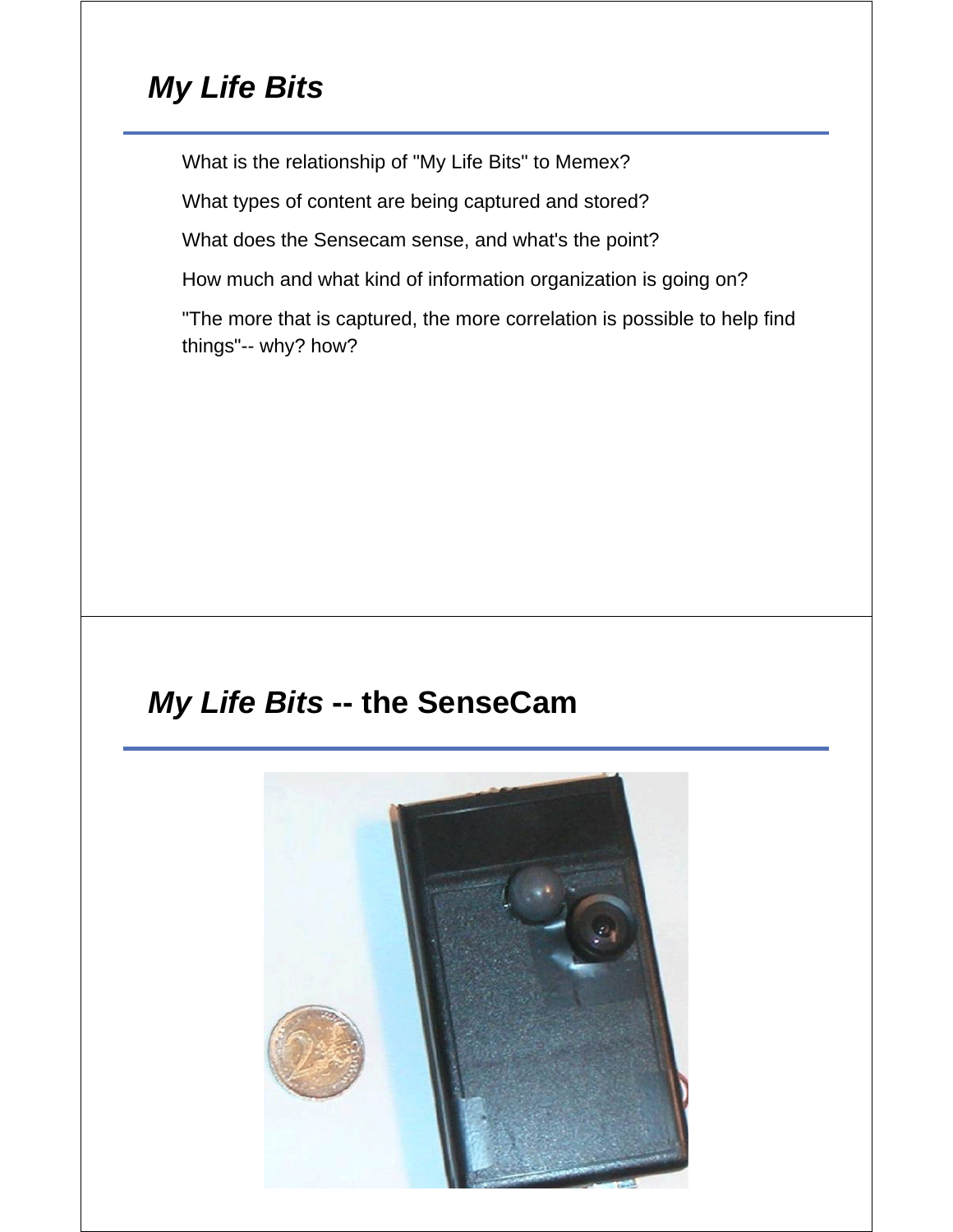## *My Life Bits*

What is the relationship of "My Life Bits" to Memex?

What types of content are being captured and stored?

What does the Sensecam sense, and what's the point?

How much and what kind of information organization is going on?

"The more that is captured, the more correlation is possible to help find things"-- why? how?

## *My Life Bits* -- the SenseCam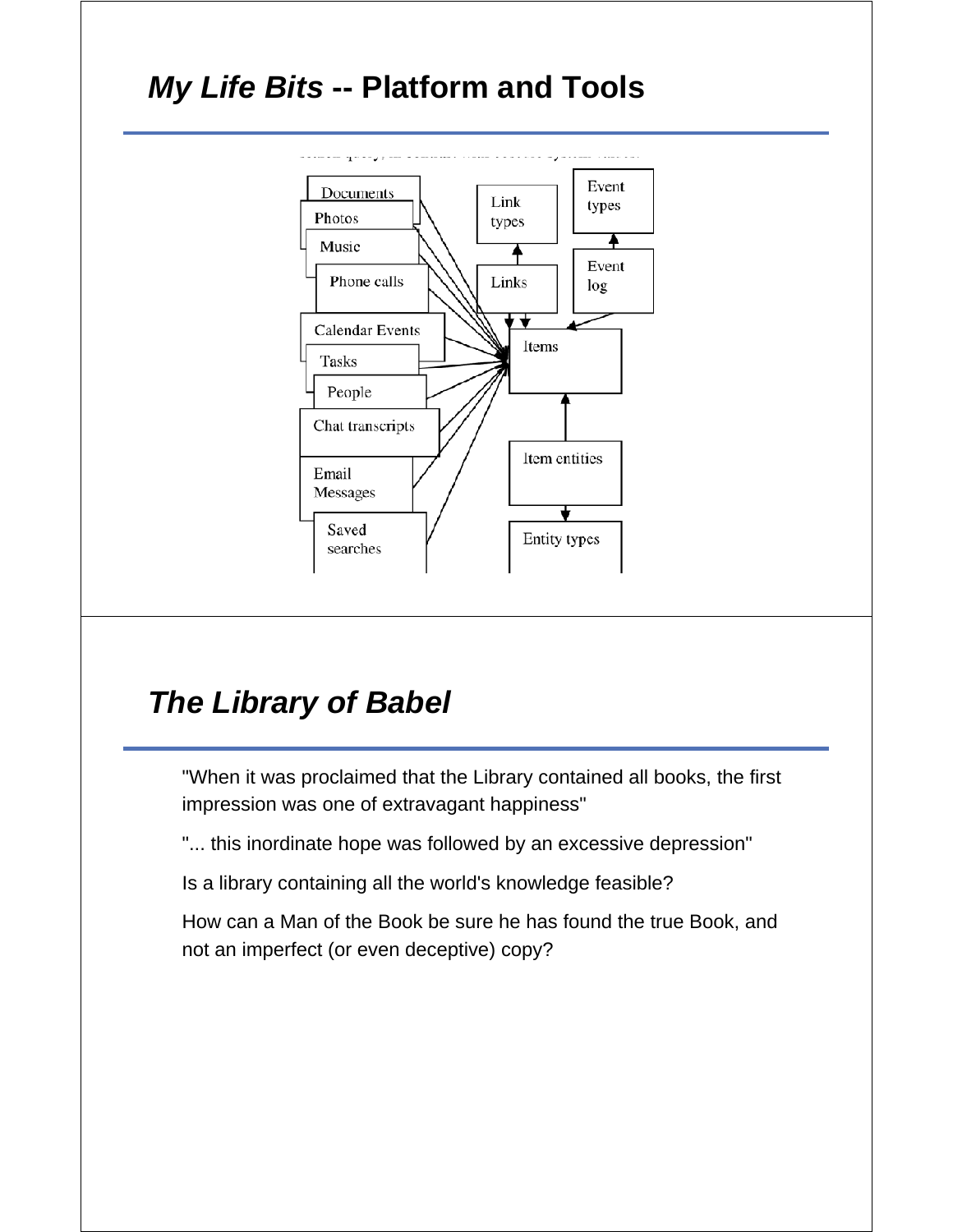## *My Life Bits* -- Platform and Tools

Documents
Photos
Music
Phone calls
Calendar Events
Tasks
People
Chat transcripts
Email Messages
Saved searches
Link types
Links
Event types
Event log
Items
Item entities
Entity types

## *The Library of Babel*

"When it was proclaimed that the Library contained all books, the first impression was one of extravagant happiness"

"... this inordinate hope was followed by an excessive depression"

Is a library containing all the world's knowledge feasible?

How can a Man of the Book be sure he has found the true Book, and not an imperfect (or even deceptive) copy?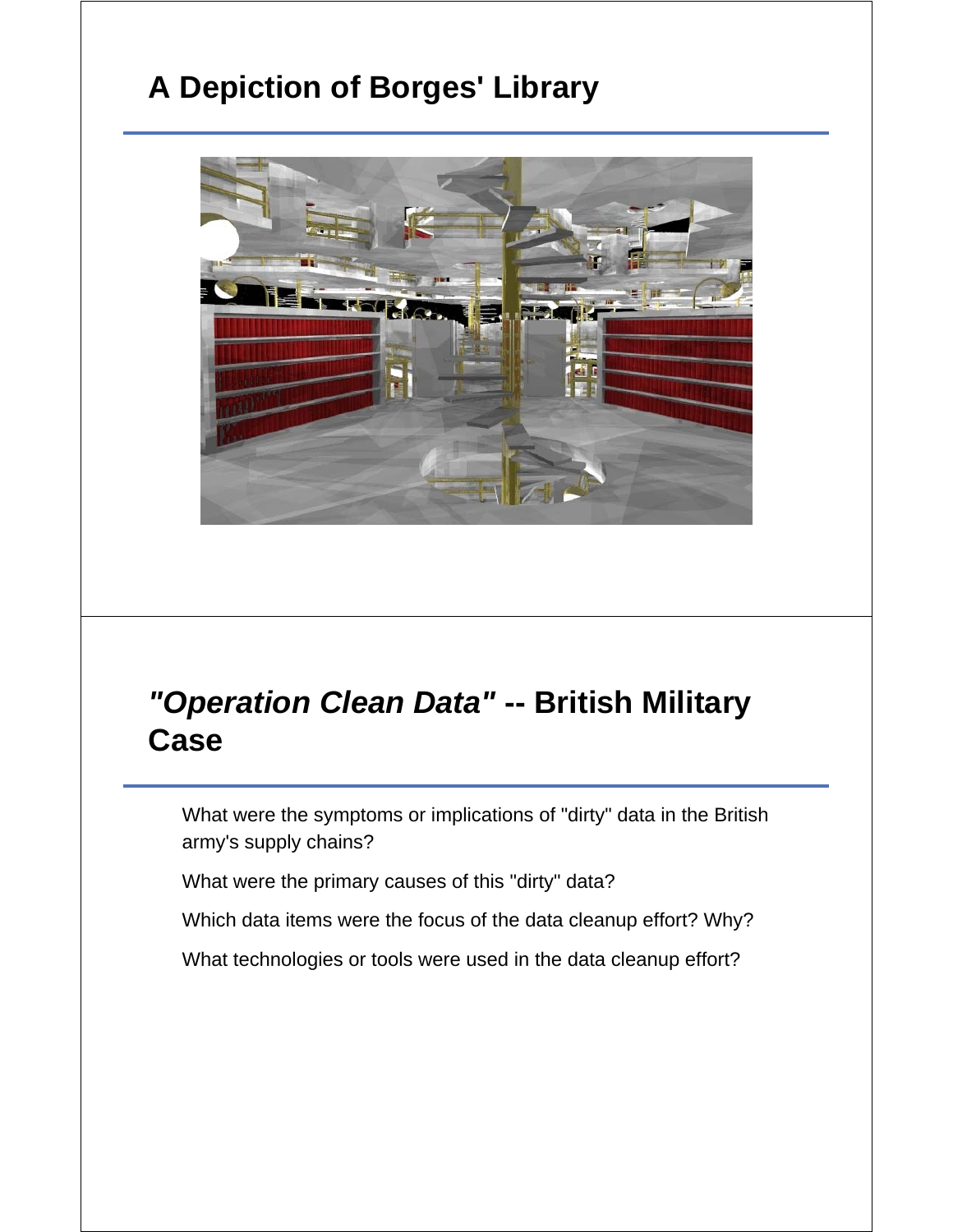## A Depiction of Borges' Library

## *"Operation Clean Data"* -- British Military Case

What were the symptoms or implications of "dirty" data in the British army's supply chains?

What were the primary causes of this "dirty" data?

Which data items were the focus of the data cleanup effort? Why?

What technologies or tools were used in the data cleanup effort?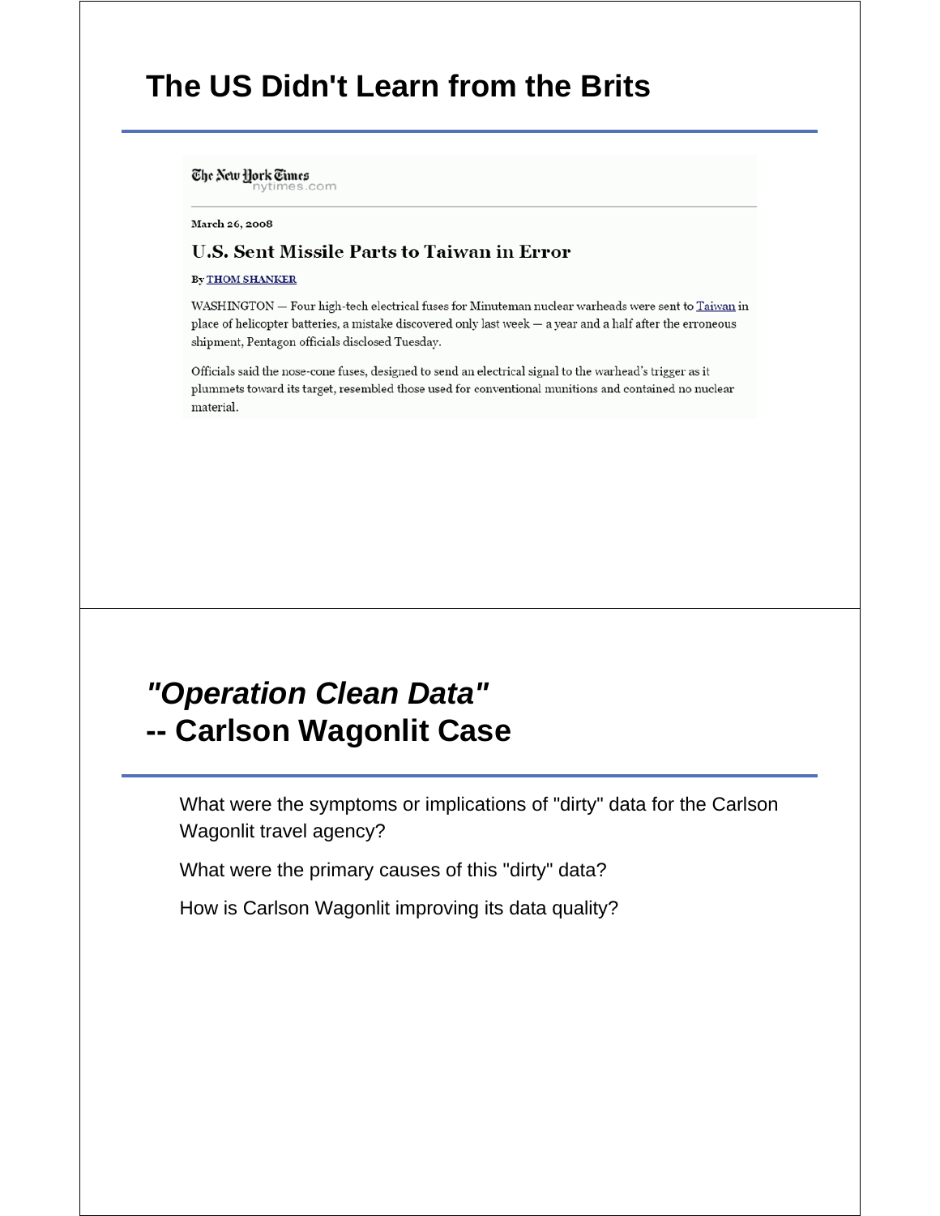# The US Didn't Learn from the Brits

The New York Times
nytimes.com

March 26, 2008

**U.S. Sent Missile Parts to Taiwan in Error**

By THOM SHANKER

WASHINGTON — Four high-tech electrical fuses for Minuteman nuclear warheads were sent to Taiwan in place of helicopter batteries, a mistake discovered only last week — a year and a half after the erroneous shipment, Pentagon officials disclosed Tuesday.

Officials said the nose-cone fuses, designed to send an electrical signal to the warhead's trigger as it plummets toward its target, resembled those used for conventional munitions and contained no nuclear material.

# *"Operation Clean Data"* -- Carlson Wagonlit Case

What were the symptoms or implications of "dirty" data for the Carlson Wagonlit travel agency?

What were the primary causes of this "dirty" data?

How is Carlson Wagonlit improving its data quality?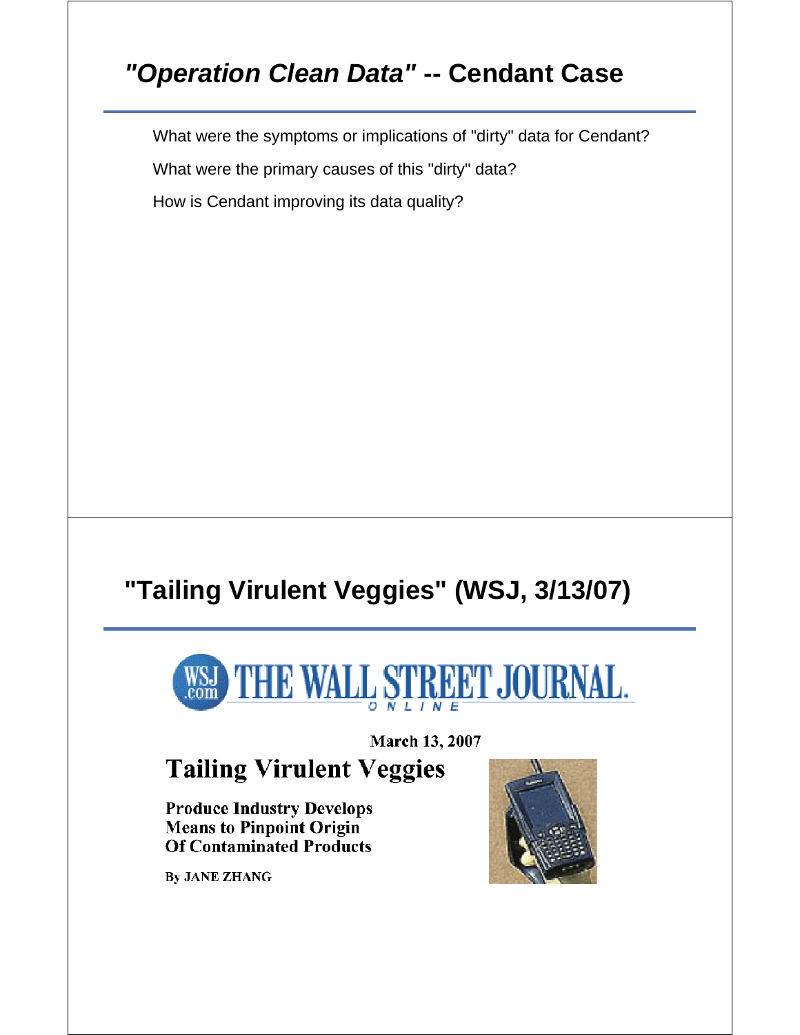## *"Operation Clean Data"* -- Cendant Case

What were the symptoms or implications of "dirty" data for Cendant?

What were the primary causes of this "dirty" data?

How is Cendant improving its data quality?

## "Tailing Virulent Veggies" (WSJ, 3/13/07)

WSJ.com THE WALL STREET JOURNAL. ONLINE

March 13, 2007

**Tailing Virulent Veggies**

**Produce Industry Develops Means to Pinpoint Origin Of Contaminated Products**

By JANE ZHANG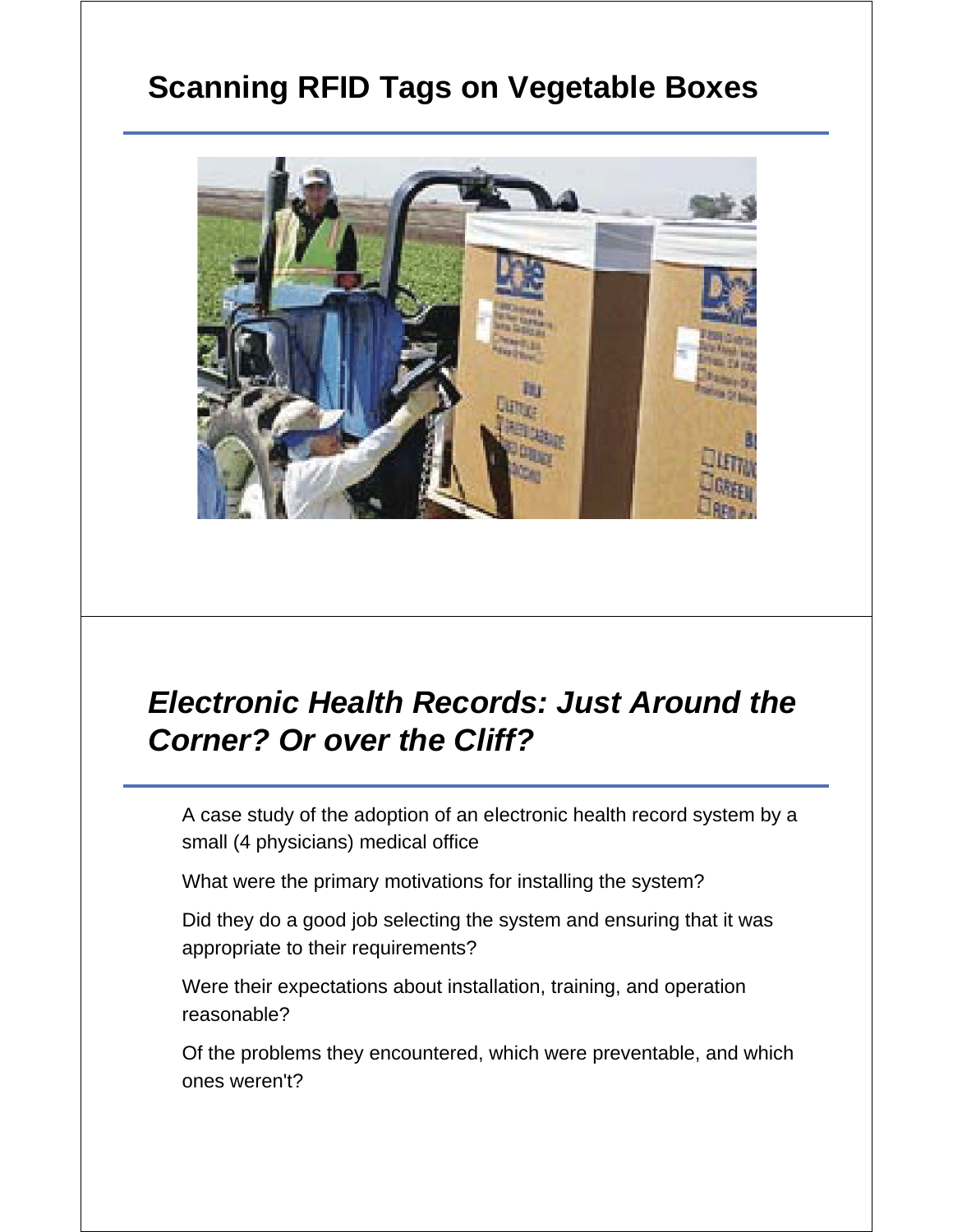## Scanning RFID Tags on Vegetable Boxes

## *Electronic Health Records: Just Around the Corner? Or over the Cliff?*

A case study of the adoption of an electronic health record system by a small (4 physicians) medical office

What were the primary motivations for installing the system?

Did they do a good job selecting the system and ensuring that it was appropriate to their requirements?

Were their expectations about installation, training, and operation reasonable?

Of the problems they encountered, which were preventable, and which ones weren't?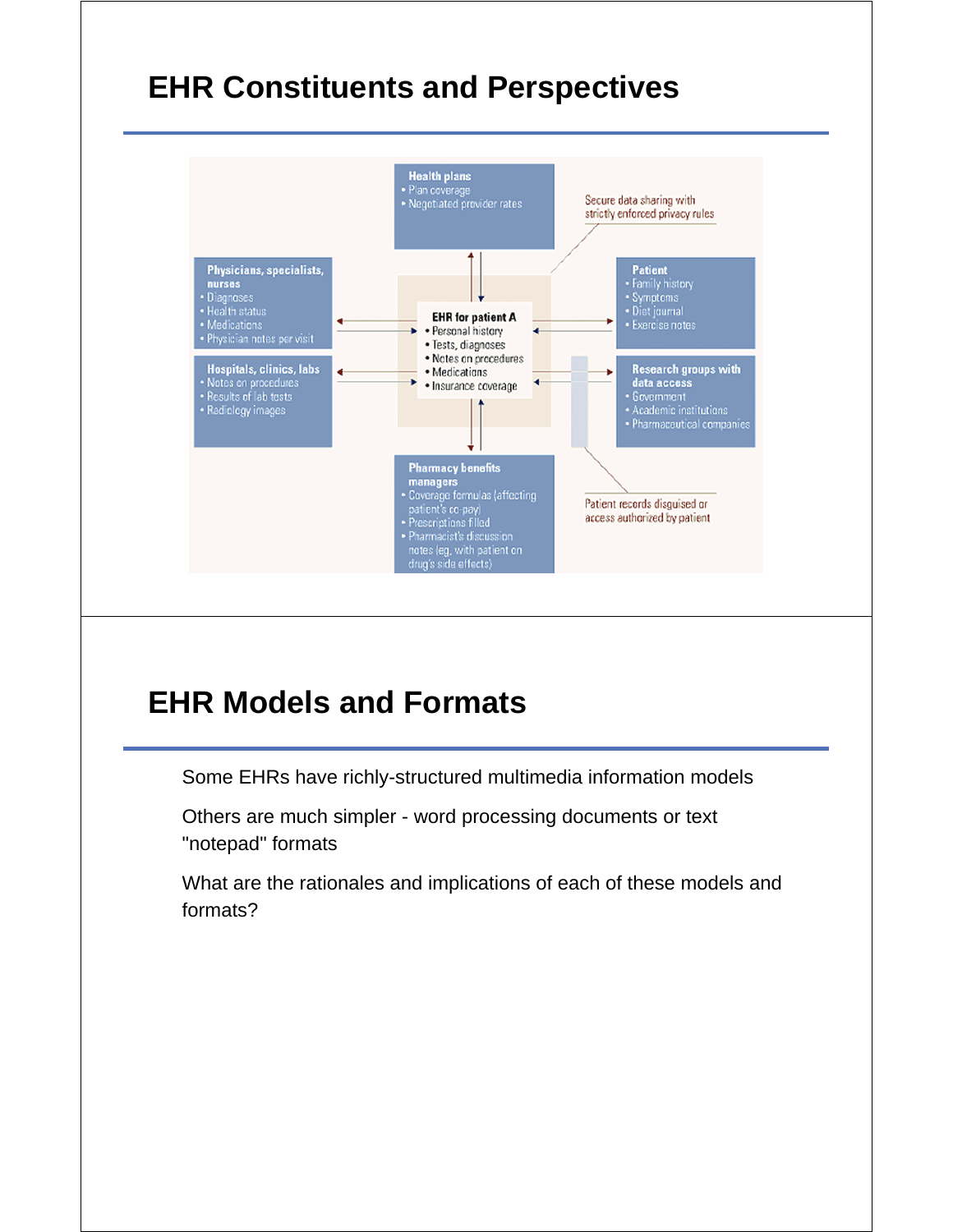# EHR Constituents and Perspectives

**Health plans**
- Plan coverage
- Negotiated provider rates

Secure data sharing with strictly enforced privacy rules

**Physicians, specialists, nurses**
- Diagnoses
- Health status
- Medications
- Physician notes per visit

**EHR for patient A**
- Personal history
- Tests, diagnoses
- Notes on procedures
- Medications
- Insurance coverage

**Patient**
- Family history
- Symptoms
- Diet journal
- Exercise notes

**Hospitals, clinics, labs**
- Notes on procedures
- Results of lab tests
- Radiology images

**Research groups with data access**
- Government
- Academic institutions
- Pharmaceutical companies

**Pharmacy benefits managers**
- Coverage formulas (affecting patient's co-pay)
- Prescriptions filled
- Pharmacist's discussion notes (eg, with patient on drug's side effects)

Patient records disguised or access authorized by patient

# EHR Models and Formats

Some EHRs have richly-structured multimedia information models

Others are much simpler - word processing documents or text "notepad" formats

What are the rationales and implications of each of these models and formats?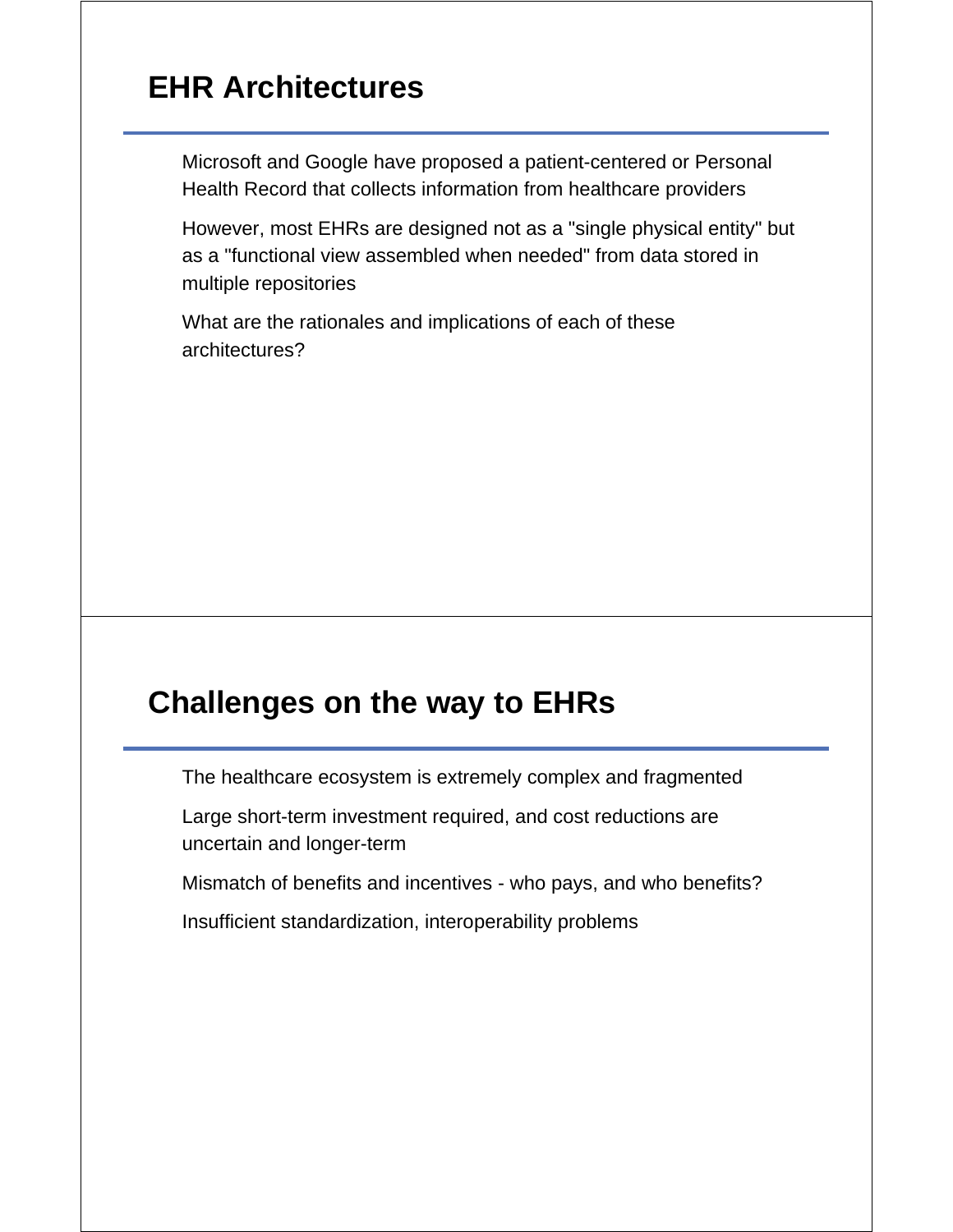## EHR Architectures

Microsoft and Google have proposed a patient-centered or Personal Health Record that collects information from healthcare providers

However, most EHRs are designed not as a "single physical entity" but as a "functional view assembled when needed" from data stored in multiple repositories

What are the rationales and implications of each of these architectures?

## Challenges on the way to EHRs

The healthcare ecosystem is extremely complex and fragmented

Large short-term investment required, and cost reductions are uncertain and longer-term

Mismatch of benefits and incentives - who pays, and who benefits?

Insufficient standardization, interoperability problems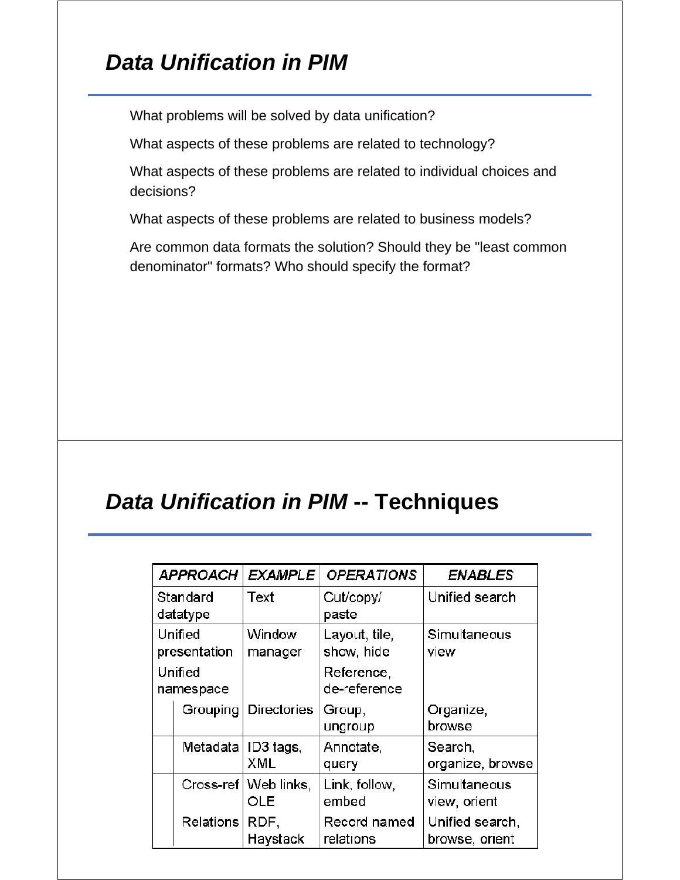## *Data Unification in PIM*

What problems will be solved by data unification?

What aspects of these problems are related to technology?

What aspects of these problems are related to individual choices and decisions?

What aspects of these problems are related to business models?

Are common data formats the solution? Should they be "least common denominator" formats? Who should specify the format?

## *Data Unification in PIM* -- Techniques

| *APPROACH* | *EXAMPLE* | *OPERATIONS* | *ENABLES* |
|---|---|---|---|
| Standard datatype | Text | Cut/copy/ paste | Unified search |
| Unified presentation | Window manager | Layout, tile, show, hide | Simultaneous view |
| Unified namespace | | Reference, de-reference | |
| Grouping | Directories | Group, ungroup | Organize, browse |
| Metadata | ID3 tags, XML | Annotate, query | Search, organize, browse |
| Cross-ref | Web links, OLE | Link, follow, embed | Simultaneous view, orient |
| Relations | RDF, Haystack | Record named relations | Unified search, browse, orient |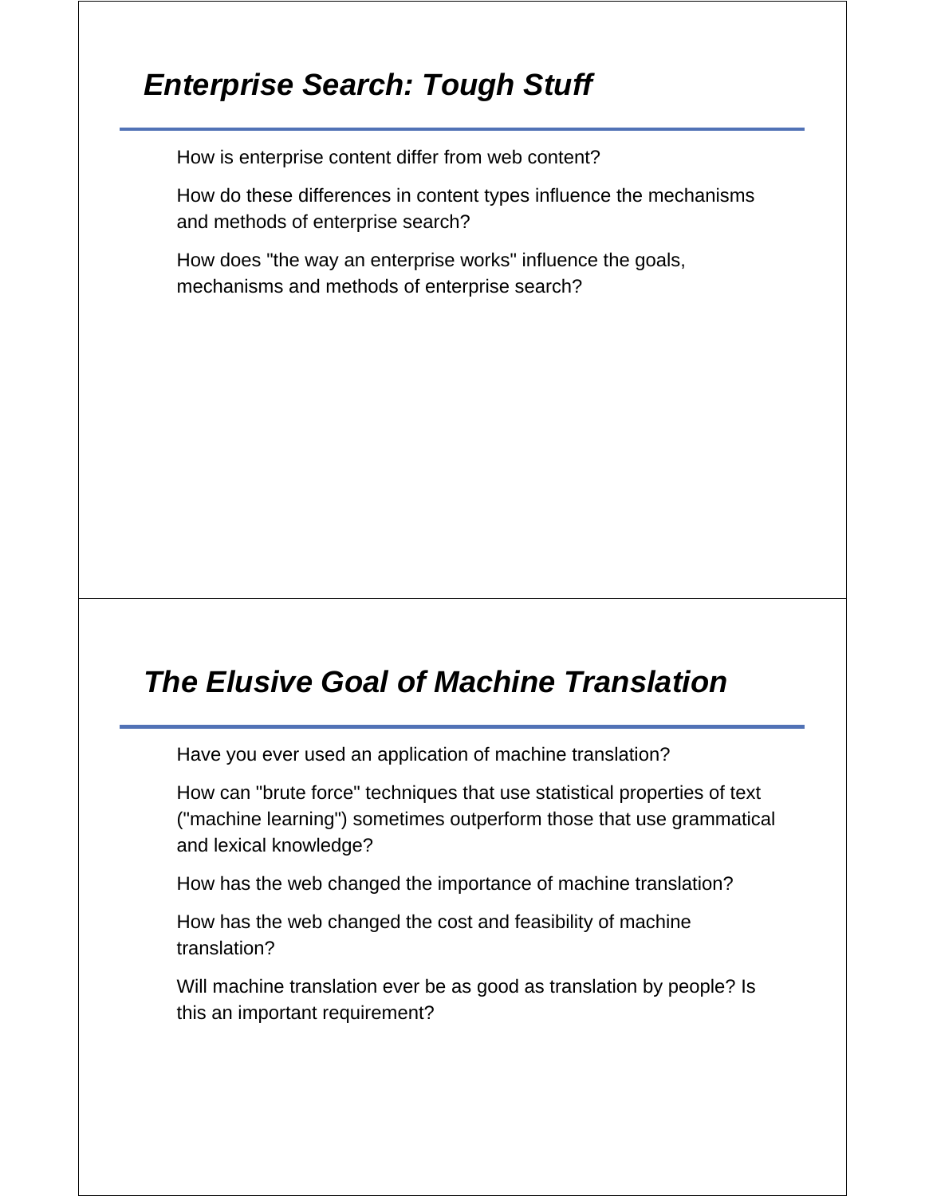## *Enterprise Search: Tough Stuff*

How is enterprise content differ from web content?

How do these differences in content types influence the mechanisms and methods of enterprise search?

How does "the way an enterprise works" influence the goals, mechanisms and methods of enterprise search?

## *The Elusive Goal of Machine Translation*

Have you ever used an application of machine translation?

How can "brute force" techniques that use statistical properties of text ("machine learning") sometimes outperform those that use grammatical and lexical knowledge?

How has the web changed the importance of machine translation?

How has the web changed the cost and feasibility of machine translation?

Will machine translation ever be as good as translation by people? Is this an important requirement?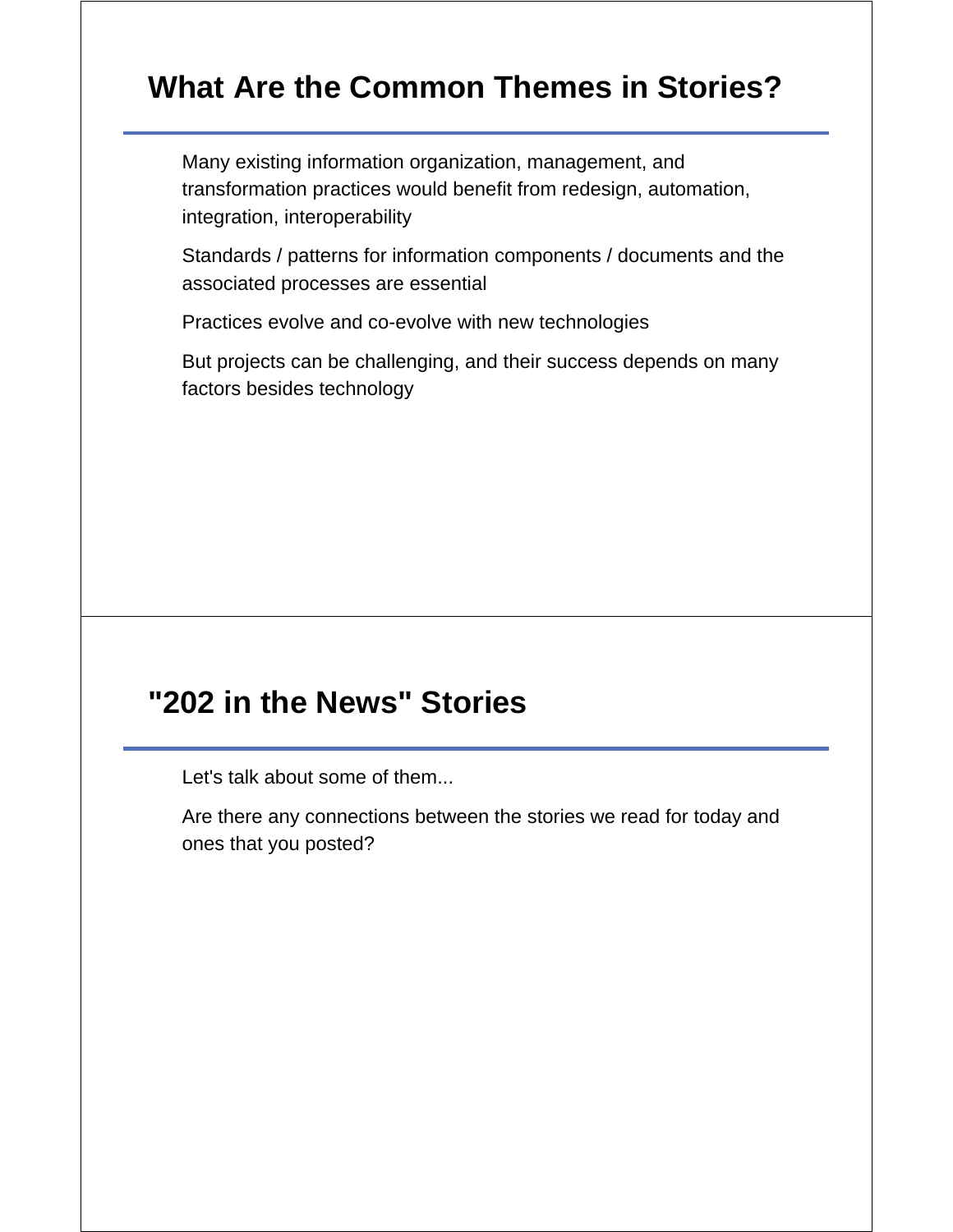## What Are the Common Themes in Stories?

Many existing information organization, management, and transformation practices would benefit from redesign, automation, integration, interoperability

Standards / patterns for information components / documents and the associated processes are essential

Practices evolve and co-evolve with new technologies

But projects can be challenging, and their success depends on many factors besides technology

## "202 in the News" Stories

Let's talk about some of them...

Are there any connections between the stories we read for today and ones that you posted?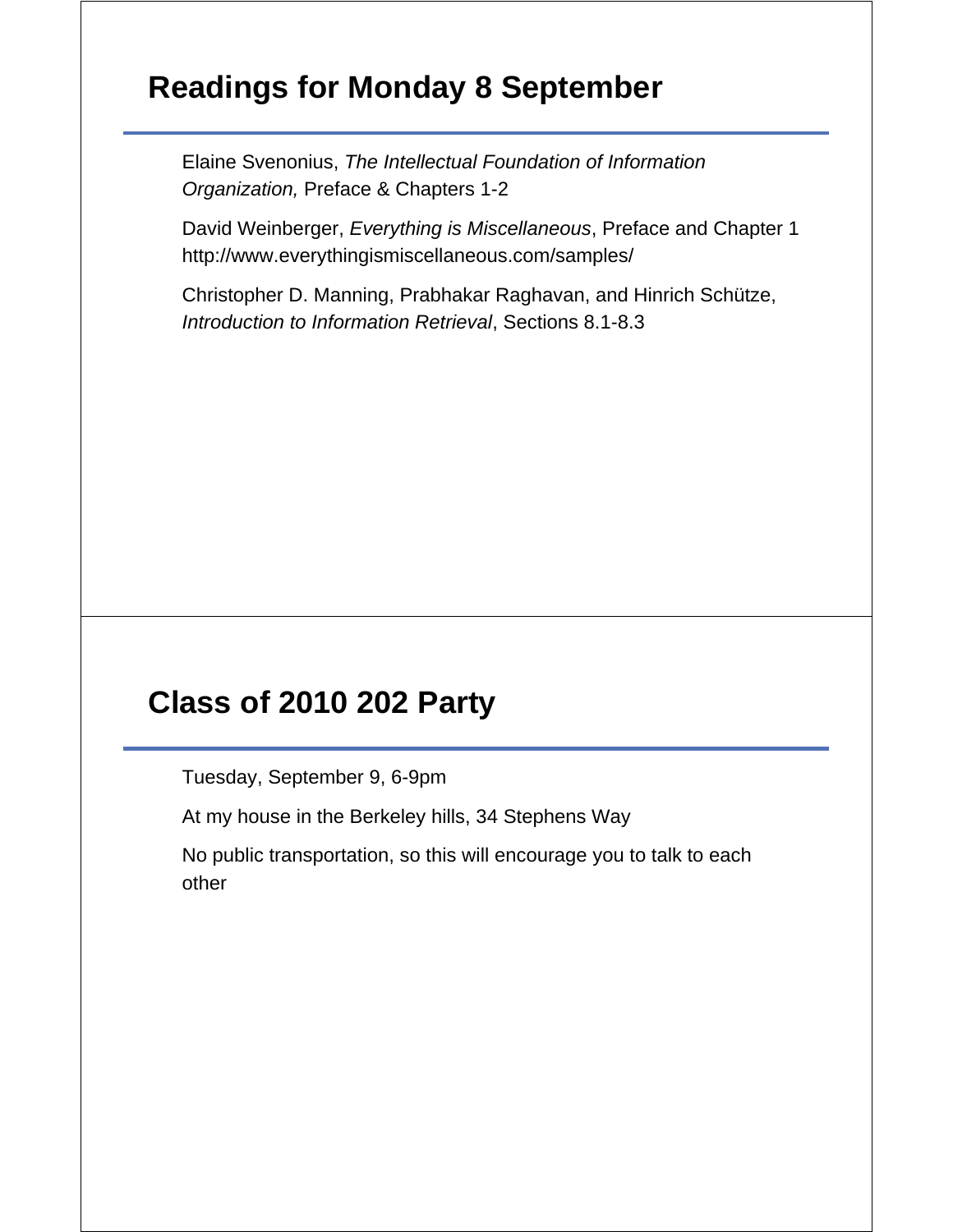## Readings for Monday 8 September

Elaine Svenonius, *The Intellectual Foundation of Information Organization,* Preface & Chapters 1-2

David Weinberger, *Everything is Miscellaneous*, Preface and Chapter 1 http://www.everythingismiscellaneous.com/samples/

Christopher D. Manning, Prabhakar Raghavan, and Hinrich Schütze, *Introduction to Information Retrieval*, Sections 8.1-8.3

## Class of 2010 202 Party

Tuesday, September 9, 6-9pm

At my house in the Berkeley hills, 34 Stephens Way

No public transportation, so this will encourage you to talk to each other